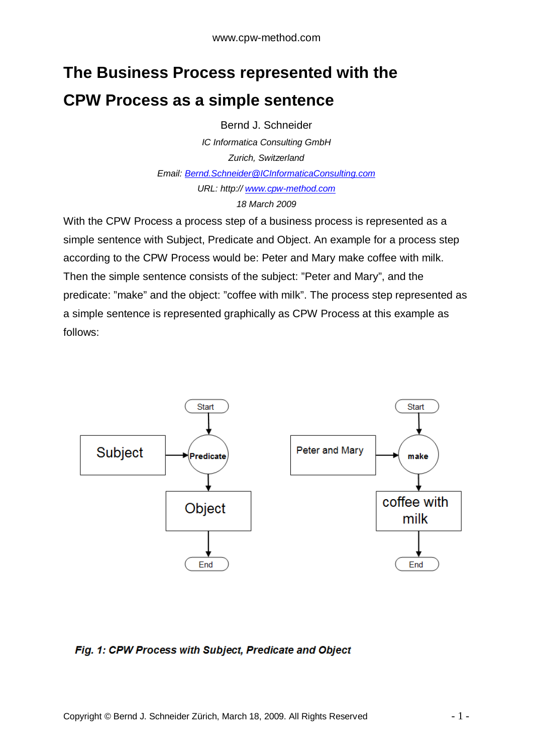# The Business Process represented with the CPW Process as a simple sentence

Bernd J. Schneider

*IC Informatica Consulting GmbH*

*Zurich, Switzerland*

*Email: [Bernd.Schneider@ICInformaticaConsulting.com](mailto:Bernd.Schneider@ICInformaticaConsulting.com)*

*URL: http:// [www.cpw-method.com](http://www.cpw-method.com)*

*18 March 2009*

With the CPW Process a process step of a business process is represented as a simple sentence with Subject, Predicate and Object. An example for a process step according to the CPW Process would be: Peter and Mary make coffee with milk. Then the simple sentence consists of the subject: "Peter and Mary", and the predicate: "make" and the object: "coffee with milk". The process step represented as a simple sentence is represented graphically as CPW Process at this example as follows:

***Fig. 1: CPW Process with Subject, Predicate and Object***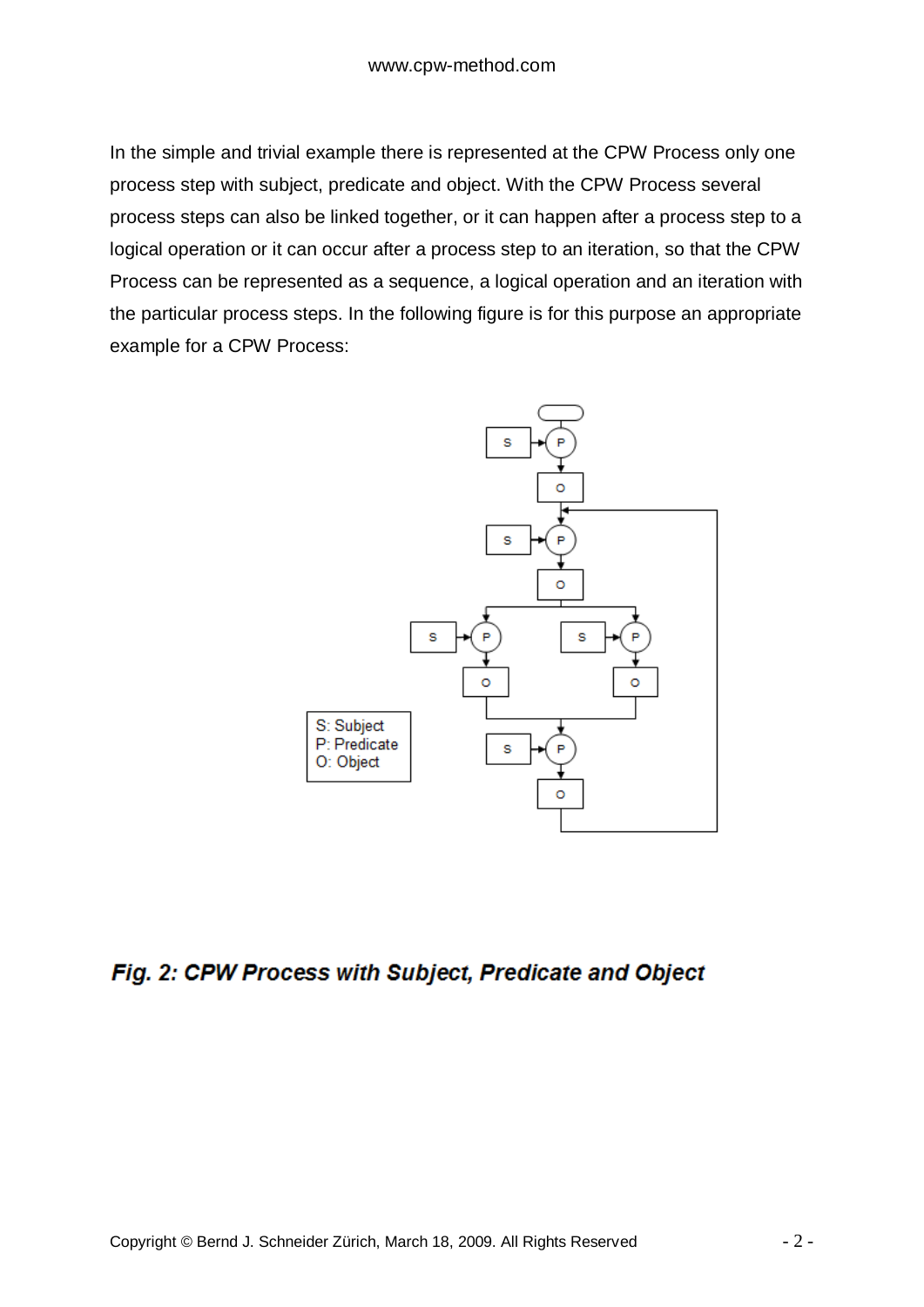In the simple and trivial example there is represented at the CPW Process only one process step with subject, predicate and object. With the CPW Process several process steps can also be linked together, or it can happen after a process step to a logical operation or it can occur after a process step to an iteration, so that the CPW Process can be represented as a sequence, a logical operation and an iteration with the particular process steps. In the following figure is for this purpose an appropriate example for a CPW Process:

S: Subject
P: Predicate
O: Object

***Fig. 2: CPW Process with Subject, Predicate and Object***

Copyright © Bernd J. Schneider Zürich, March 18, 2009. All Rights Reserved